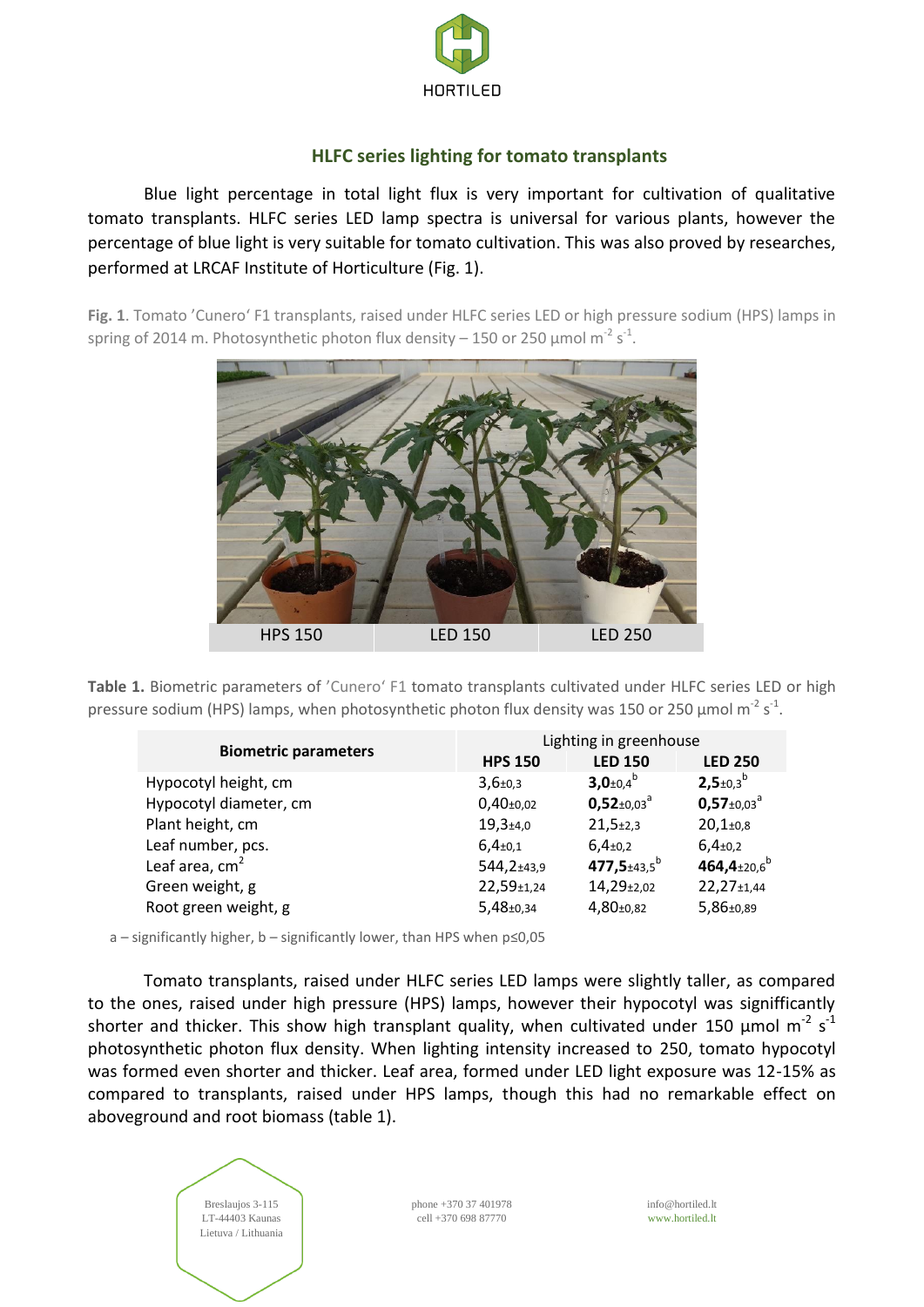HORTILED

## HLFC series lighting for tomato transplants

Blue light percentage in total light flux is very important for cultivation of qualitative tomato transplants. HLFC series LED lamp spectra is universal for various plants, however the percentage of blue light is very suitable for tomato cultivation. This was also proved by researches, performed at LRCAF Institute of Horticulture (Fig. 1).

**Fig. 1**. Tomato 'Cunero' F1 transplants, raised under HLFC series LED or high pressure sodium (HPS) lamps in spring of 2014 m. Photosynthetic photon flux density – 150 or 250 µmol $m^{-2}$ $s^{-1}$.

| HPS 150 | LED 150 | LED 250 |
|---|---|---|

**Table 1.** Biometric parameters of 'Cunero' F1 tomato transplants cultivated under HLFC series LED or high pressure sodium (HPS) lamps, when photosynthetic photon flux density was 150 or 250 µmol $m^{-2}$ $s^{-1}$.

| **Biometric parameters** | Lighting in greenhouse | | |
|---|---|---|---|
| | **HPS 150** | **LED 150** | **LED 250** |
| Hypocotyl height, cm | 3,6±0,3 | **3,0**±0,4[b] | **2,5**±0,3[b] |
| Hypocotyl diameter, cm | 0,40±0,02 | **0,52**±0,03[a] | **0,57**±0,03[a] |
| Plant height, cm | 19,3±4,0 | 21,5±2,3 | 20,1±0,8 |
| Leaf number, pcs. | 6,4±0,1 | 6,4±0,2 | 6,4±0,2 |
| Leaf area, $cm^2$ | 544,2±43,9 | **477,5**±43,5[b] | **464,4**±20,6[b] |
| Green weight, g | 22,59±1,24 | 14,29±2,02 | 22,27±1,44 |
| Root green weight, g | 5,48±0,34 | 4,80±0,82 | 5,86±0,89 |

a – significantly higher, b – significantly lower, than HPS when p≤0,05

Tomato transplants, raised under HLFC series LED lamps were slightly taller, as compared to the ones, raised under high pressure (HPS) lamps, however their hypocotyl was signifficantly shorter and thicker. This show high transplant quality, when cultivated under 150 µmol $m^{-2}$ $s^{-1}$ photosynthetic photon flux density. When lighting intensity increased to 250, tomato hypocotyl was formed even shorter and thicker. Leaf area, formed under LED light exposure was 12-15% as compared to transplants, raised under HPS lamps, though this had no remarkable effect on aboveground and root biomass (table 1).

Breslaujos 3-115
LT-44403 Kaunas
Lietuva / Lithuania

phone +370 37 401978
cell +370 698 87770

info@hortiled.lt
www.hortiled.lt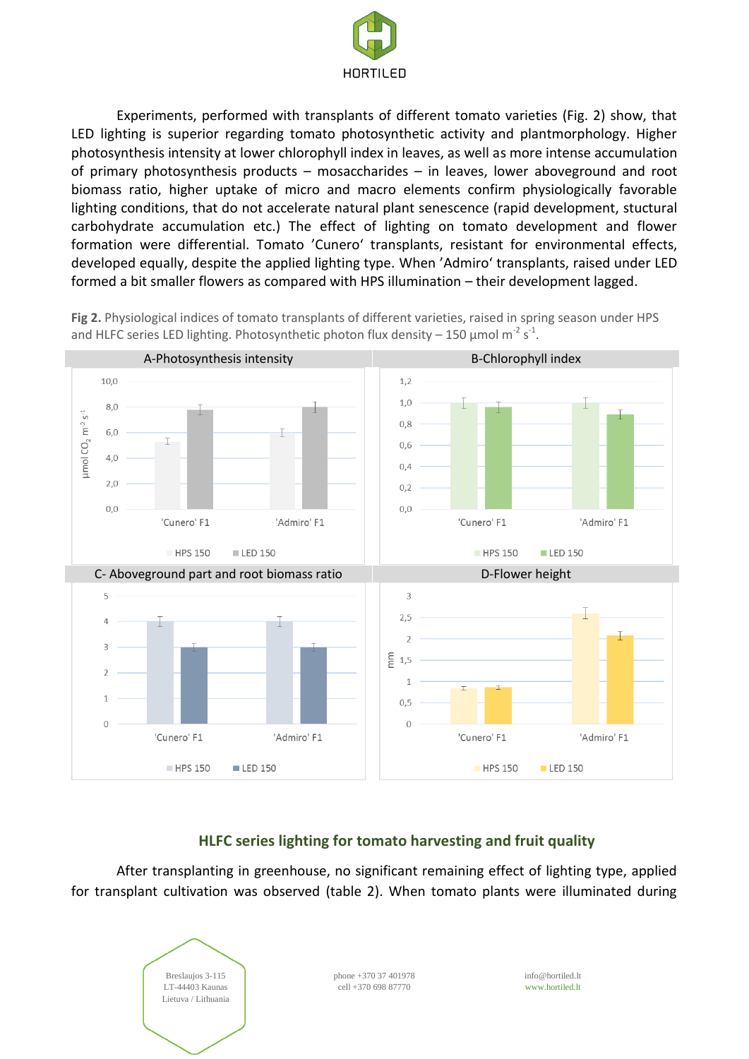Experiments, performed with transplants of different tomato varieties (Fig. 2) show, that LED lighting is superior regarding tomato photosynthetic activity and plantmorphology. Higher photosynthesis intensity at lower chlorophyll index in leaves, as well as more intense accumulation of primary photosynthesis products – mosaccharides – in leaves, lower aboveground and root biomass ratio, higher uptake of micro and macro elements confirm physiologically favorable lighting conditions, that do not accelerate natural plant senescence (rapid development, stuctural carbohydrate accumulation etc.) The effect of lighting on tomato development and flower formation were differential. Tomato 'Cunero' transplants, resistant for environmental effects, developed equally, despite the applied lighting type. When 'Admiro' transplants, raised under LED formed a bit smaller flowers as compared with HPS illumination – their development lagged.

**Fig 2.** Physiological indices of tomato transplants of different varieties, raised in spring season under HPS and HLFC series LED lighting. Photosynthetic photon flux density – 150 µmol $m^{-2} s^{-1}$.

A-Photosynthesis intensity

B-Chlorophyll index

C- Aboveground part and root biomass ratio

D-Flower height

## HLFC series lighting for tomato harvesting and fruit quality

After transplanting in greenhouse, no significant remaining effect of lighting type, applied for transplant cultivation was observed (table 2). When tomato plants were illuminated during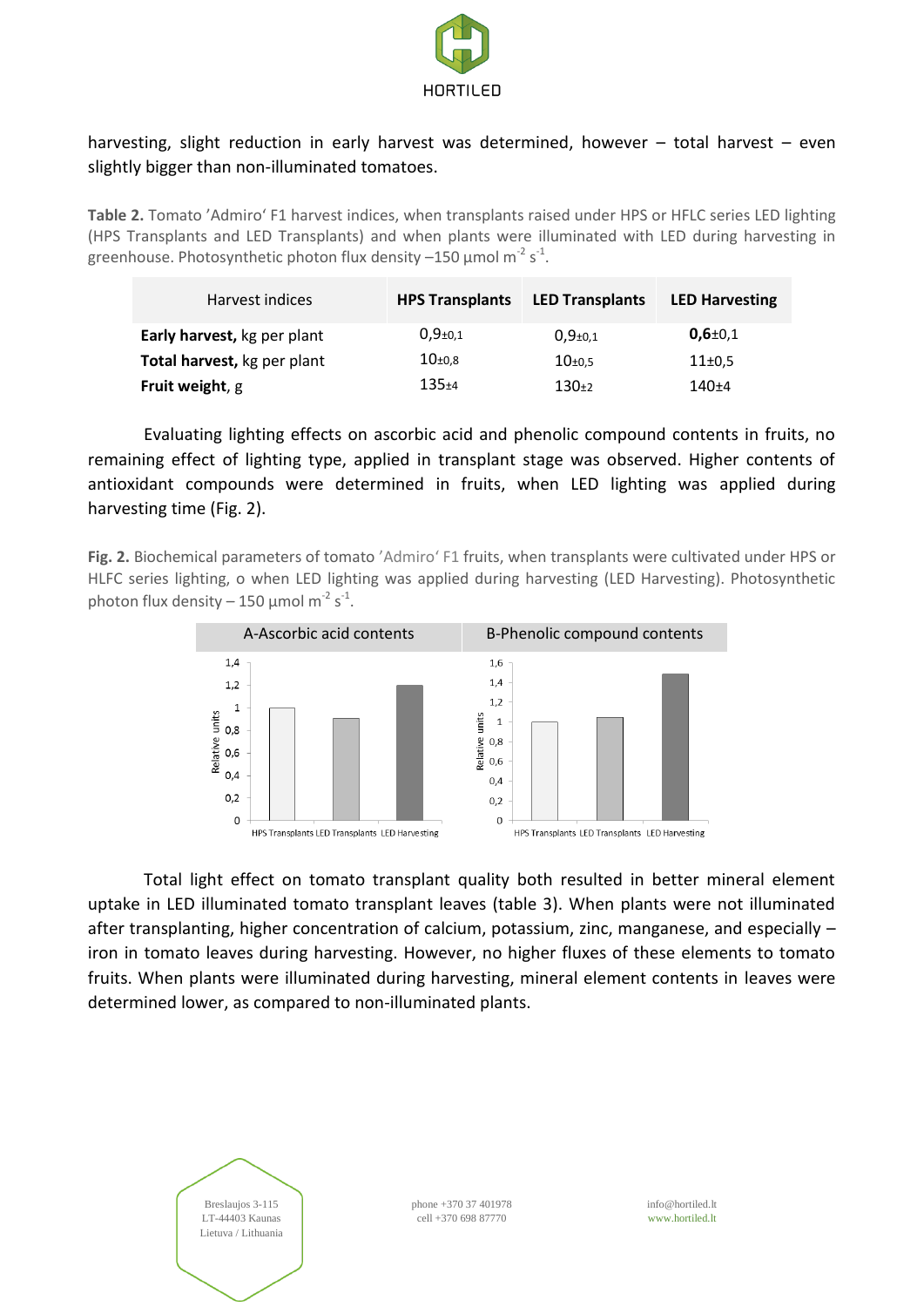harvesting, slight reduction in early harvest was determined, however – total harvest – even slightly bigger than non-illuminated tomatoes.

**Table 2.** Tomato 'Admiro' F1 harvest indices, when transplants raised under HPS or HFLC series LED lighting (HPS Transplants and LED Transplants) and when plants were illuminated with LED during harvesting in greenhouse. Photosynthetic photon flux density –150 µmol m$^{-2}$ s$^{-1}$.

| Harvest indices | **HPS Transplants** | **LED Transplants** | **LED Harvesting** |
|---|---|---|---|
| **Early harvest,** kg per plant | 0,9±0,1 | 0,9±0,1 | **0,6**±0,1 |
| **Total harvest,** kg per plant | 10±0,8 | 10±0,5 | 11±0,5 |
| **Fruit weight,** g | 135±4 | 130±2 | 140±4 |

Evaluating lighting effects on ascorbic acid and phenolic compound contents in fruits, no remaining effect of lighting type, applied in transplant stage was observed. Higher contents of antioxidant compounds were determined in fruits, when LED lighting was applied during harvesting time (Fig. 2).

**Fig. 2.** Biochemical parameters of tomato 'Admiro' F1 fruits, when transplants were cultivated under HPS or HLFC series lighting, o when LED lighting was applied during harvesting (LED Harvesting). Photosynthetic photon flux density – 150 µmol m$^{-2}$ s$^{-1}$.

Total light effect on tomato transplant quality both resulted in better mineral element uptake in LED illuminated tomato transplant leaves (table 3). When plants were not illuminated after transplanting, higher concentration of calcium, potassium, zinc, manganese, and especially – iron in tomato leaves during harvesting. However, no higher fluxes of these elements to tomato fruits. When plants were illuminated during harvesting, mineral element contents in leaves were determined lower, as compared to non-illuminated plants.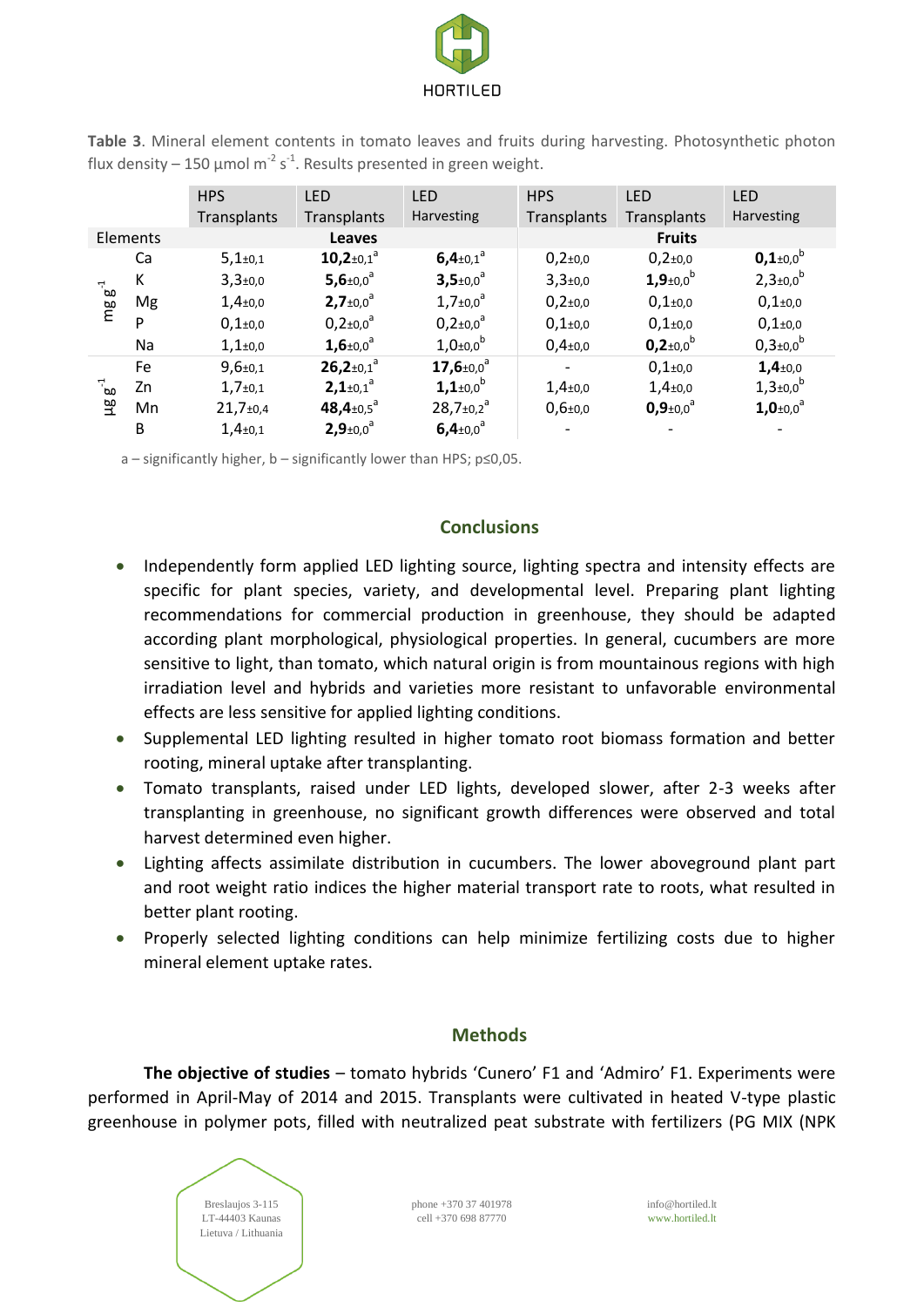**Table 3**. Mineral element contents in tomato leaves and fruits during harvesting. Photosynthetic photon flux density – 150 µmol $m^{-2}$ $s^{-1}$. Results presented in green weight.

| | | HPS Transplants | LED Transplants | LED Harvesting | HPS Transplants | LED Transplants | LED Harvesting |
|---|---|---|---|---|---|---|---|
| Elements | | **Leaves** | | | **Fruits** | | |
| mg $g^{-1}$ | Ca | 5,1±0,1 | **10,2**±0,1[a] | **6,4**±0,1[a] | 0,2±0,0 | 0,2±0,0 | **0,1**±0,0[b] |
| | K | 3,3±0,0 | **5,6**±0,0[a] | **3,5**±0,0[a] | 3,3±0,0 | **1,9**±0,0[b] | 2,3±0,0[b] |
| | Mg | 1,4±0,0 | **2,7**±0,0[a] | 1,7±0,0[a] | 0,2±0,0 | 0,1±0,0 | 0,1±0,0 |
| | P | 0,1±0,0 | 0,2±0,0[a] | 0,2±0,0[a] | 0,1±0,0 | 0,1±0,0 | 0,1±0,0 |
| | Na | 1,1±0,0 | **1,6**±0,0[a] | 1,0±0,0[b] | 0,4±0,0 | **0,2**±0,0[b] | 0,3±0,0[b] |
| µg $g^{-1}$ | Fe | 9,6±0,1 | **26,2**±0,1[a] | **17,6**±0,0[a] | - | 0,1±0,0 | **1,4**±0,0 |
| | Zn | 1,7±0,1 | **2,1**±0,1[a] | **1,1**±0,0[b] | 1,4±0,0 | 1,4±0,0 | 1,3±0,0[b] |
| | Mn | 21,7±0,4 | **48,4**±0,5[a] | 28,7±0,2[a] | 0,6±0,0 | **0,9**±0,0[a] | **1,0**±0,0[a] |
| | B | 1,4±0,1 | **2,9**±0,0[a] | **6,4**±0,0[a] | - | - | - |

a – significantly higher, b – significantly lower than HPS; p≤0,05.

## Conclusions

- Independently form applied LED lighting source, lighting spectra and intensity effects are specific for plant species, variety, and developmental level. Preparing plant lighting recommendations for commercial production in greenhouse, they should be adapted according plant morphological, physiological properties. In general, cucumbers are more sensitive to light, than tomato, which natural origin is from mountainous regions with high irradiation level and hybrids and varieties more resistant to unfavorable environmental effects are less sensitive for applied lighting conditions.
- Supplemental LED lighting resulted in higher tomato root biomass formation and better rooting, mineral uptake after transplanting.
- Tomato transplants, raised under LED lights, developed slower, after 2-3 weeks after transplanting in greenhouse, no significant growth differences were observed and total harvest determined even higher.
- Lighting affects assimilate distribution in cucumbers. The lower aboveground plant part and root weight ratio indices the higher material transport rate to roots, what resulted in better plant rooting.
- Properly selected lighting conditions can help minimize fertilizing costs due to higher mineral element uptake rates.

## Methods

**The objective of studies** – tomato hybrids 'Cunero' F1 and 'Admiro' F1. Experiments were performed in April-May of 2014 and 2015. Transplants were cultivated in heated V-type plastic greenhouse in polymer pots, filled with neutralized peat substrate with fertilizers (PG MIX (NPK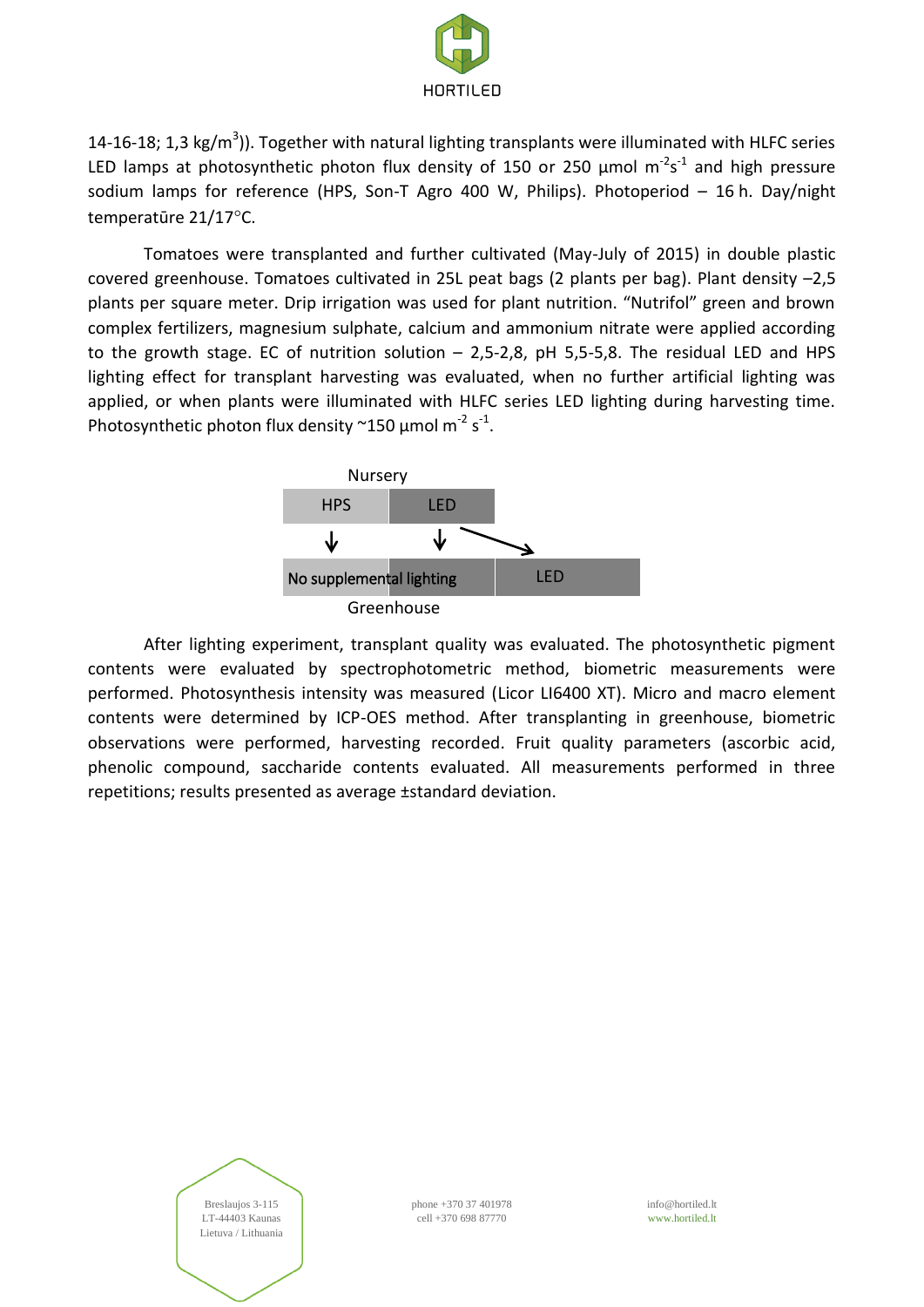14-16-18; 1,3 kg/$m^3$)). Together with natural lighting transplants were illuminated with HLFC series LED lamps at photosynthetic photon flux density of 150 or 250 µmol $m^{-2}s^{-1}$ and high pressure sodium lamps for reference (HPS, Son-T Agro 400 W, Philips). Photoperiod – 16 h. Day/night temperatūre 21/17°C.

Tomatoes were transplanted and further cultivated (May-July of 2015) in double plastic covered greenhouse. Tomatoes cultivated in 25L peat bags (2 plants per bag). Plant density –2,5 plants per square meter. Drip irrigation was used for plant nutrition. "Nutrifol" green and brown complex fertilizers, magnesium sulphate, calcium and ammonium nitrate were applied according to the growth stage. EC of nutrition solution – 2,5-2,8, pH 5,5-5,8. The residual LED and HPS lighting effect for transplant harvesting was evaluated, when no further artificial lighting was applied, or when plants were illuminated with HLFC series LED lighting during harvesting time. Photosynthetic photon flux density ~150 µmol $m^{-2}$ $s^{-1}$.

Nursery

| HPS | LED | |
|---|---|---|
| ↓ | ↓ | ↘ |
| No supplemental lighting | | LED |

Greenhouse

After lighting experiment, transplant quality was evaluated. The photosynthetic pigment contents were evaluated by spectrophotometric method, biometric measurements were performed. Photosynthesis intensity was measured (Licor LI6400 XT). Micro and macro element contents were determined by ICP-OES method. After transplanting in greenhouse, biometric observations were performed, harvesting recorded. Fruit quality parameters (ascorbic acid, phenolic compound, saccharide contents evaluated. All measurements performed in three repetitions; results presented as average ±standard deviation.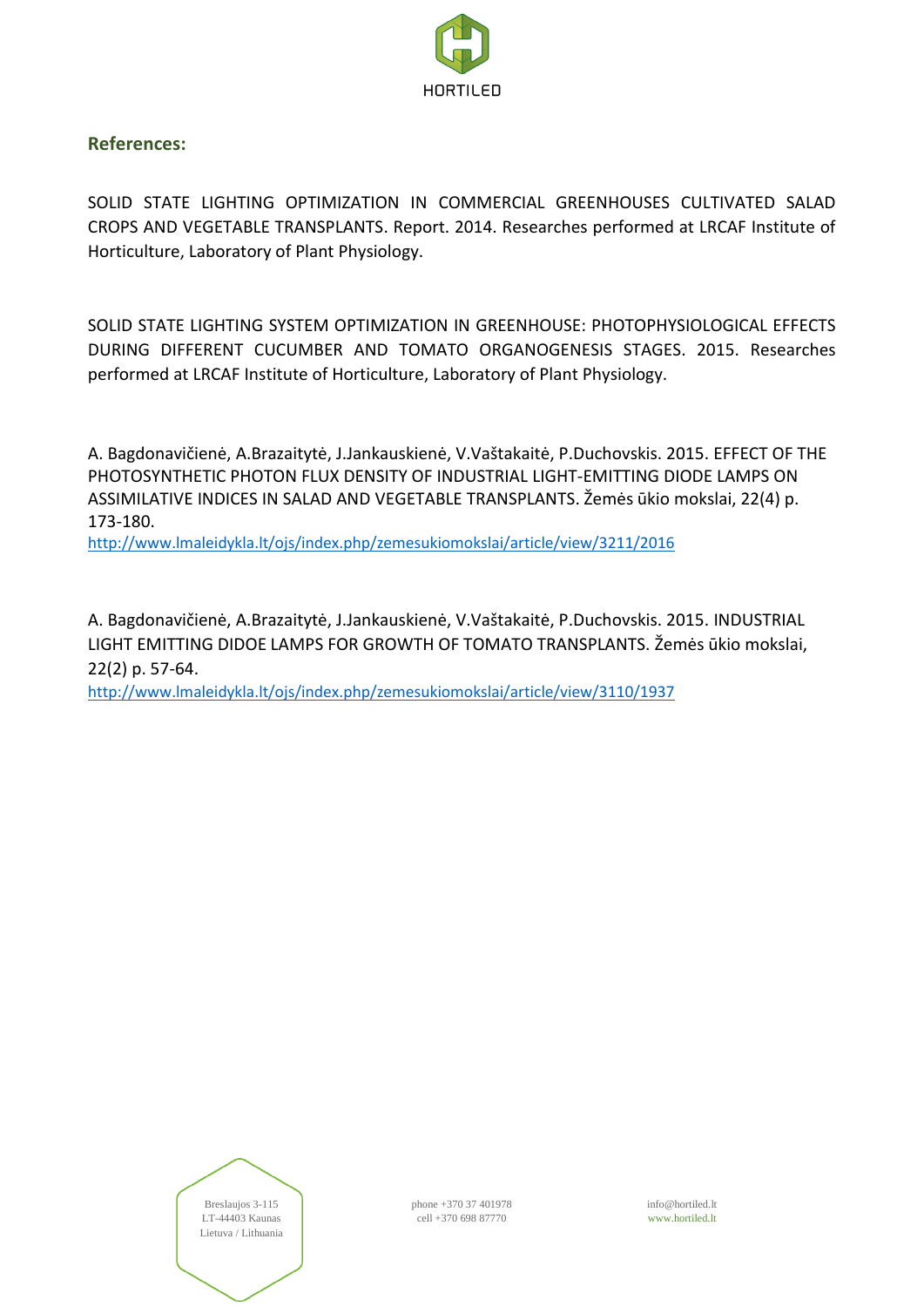## References:

SOLID STATE LIGHTING OPTIMIZATION IN COMMERCIAL GREENHOUSES CULTIVATED SALAD CROPS AND VEGETABLE TRANSPLANTS. Report. 2014. Researches performed at LRCAF Institute of Horticulture, Laboratory of Plant Physiology.

SOLID STATE LIGHTING SYSTEM OPTIMIZATION IN GREENHOUSE: PHOTOPHYSIOLOGICAL EFFECTS DURING DIFFERENT CUCUMBER AND TOMATO ORGANOGENESIS STAGES. 2015. Researches performed at LRCAF Institute of Horticulture, Laboratory of Plant Physiology.

A. Bagdonavičienė, A.Brazaitytė, J.Jankauskienė, V.Vaštakaitė, P.Duchovskis. 2015. EFFECT OF THE PHOTOSYNTHETIC PHOTON FLUX DENSITY OF INDUSTRIAL LIGHT-EMITTING DIODE LAMPS ON ASSIMILATIVE INDICES IN SALAD AND VEGETABLE TRANSPLANTS. Žemės ūkio mokslai, 22(4) p. 173-180.
http://www.lmaleidykla.lt/ojs/index.php/zemesukiomokslai/article/view/3211/2016

A. Bagdonavičienė, A.Brazaitytė, J.Jankauskienė, V.Vaštakaitė, P.Duchovskis. 2015. INDUSTRIAL LIGHT EMITTING DIDOE LAMPS FOR GROWTH OF TOMATO TRANSPLANTS. Žemės ūkio mokslai, 22(2) p. 57-64.
http://www.lmaleidykla.lt/ojs/index.php/zemesukiomokslai/article/view/3110/1937